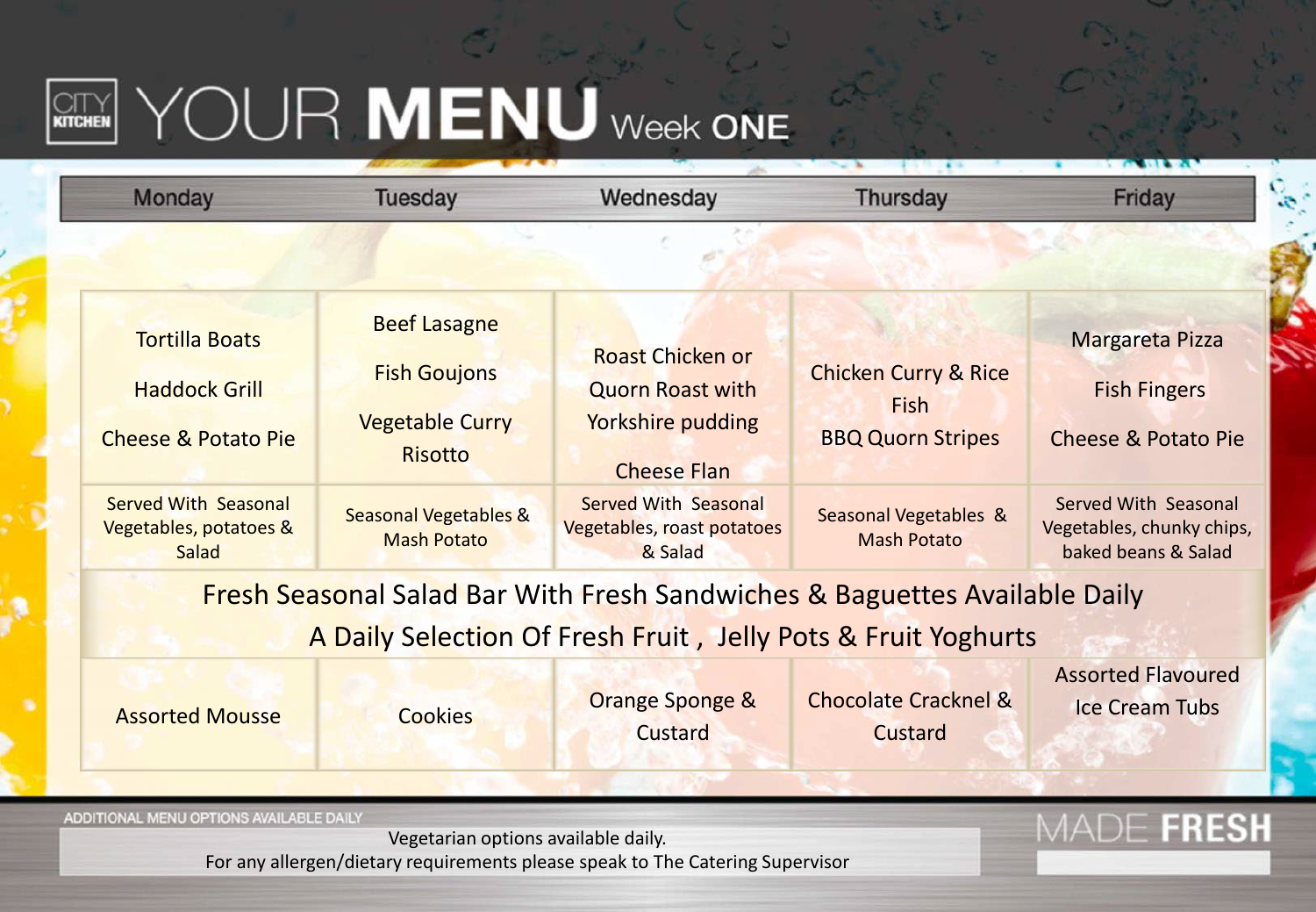# CITY KITCHEN YOUR MENU Week ONE

| Monday | Tuesday | Wednesday | Thursday | Friday |
|---|---|---|---|---|
| Tortilla Boats<br>Haddock Grill<br>Cheese & Potato Pie | Beef Lasagne<br>Fish Goujons<br>Vegetable Curry Risotto | Roast Chicken or Quorn Roast with Yorkshire pudding<br>Cheese Flan | Chicken Curry & Rice<br>Fish<br>BBQ Quorn Stripes | Margareta Pizza<br>Fish Fingers<br>Cheese & Potato Pie |
| Served With Seasonal Vegetables, potatoes & Salad | Seasonal Vegetables & Mash Potato | Served With Seasonal Vegetables, roast potatoes & Salad | Seasonal Vegetables & Mash Potato | Served With Seasonal Vegetables, chunky chips, baked beans & Salad |
| Fresh Seasonal Salad Bar With Fresh Sandwiches & Baguettes Available Daily<br>A Daily Selection Of Fresh Fruit , Jelly Pots & Fruit Yoghurts | | | | |
| Assorted Mousse | Cookies | Orange Sponge & Custard | Chocolate Cracknel & Custard | Assorted Flavoured Ice Cream Tubs |

ADDITIONAL MENU OPTIONS AVAILABLE DAILY

Vegetarian options available daily.
For any allergen/dietary requirements please speak to The Catering Supervisor

MADE FRESH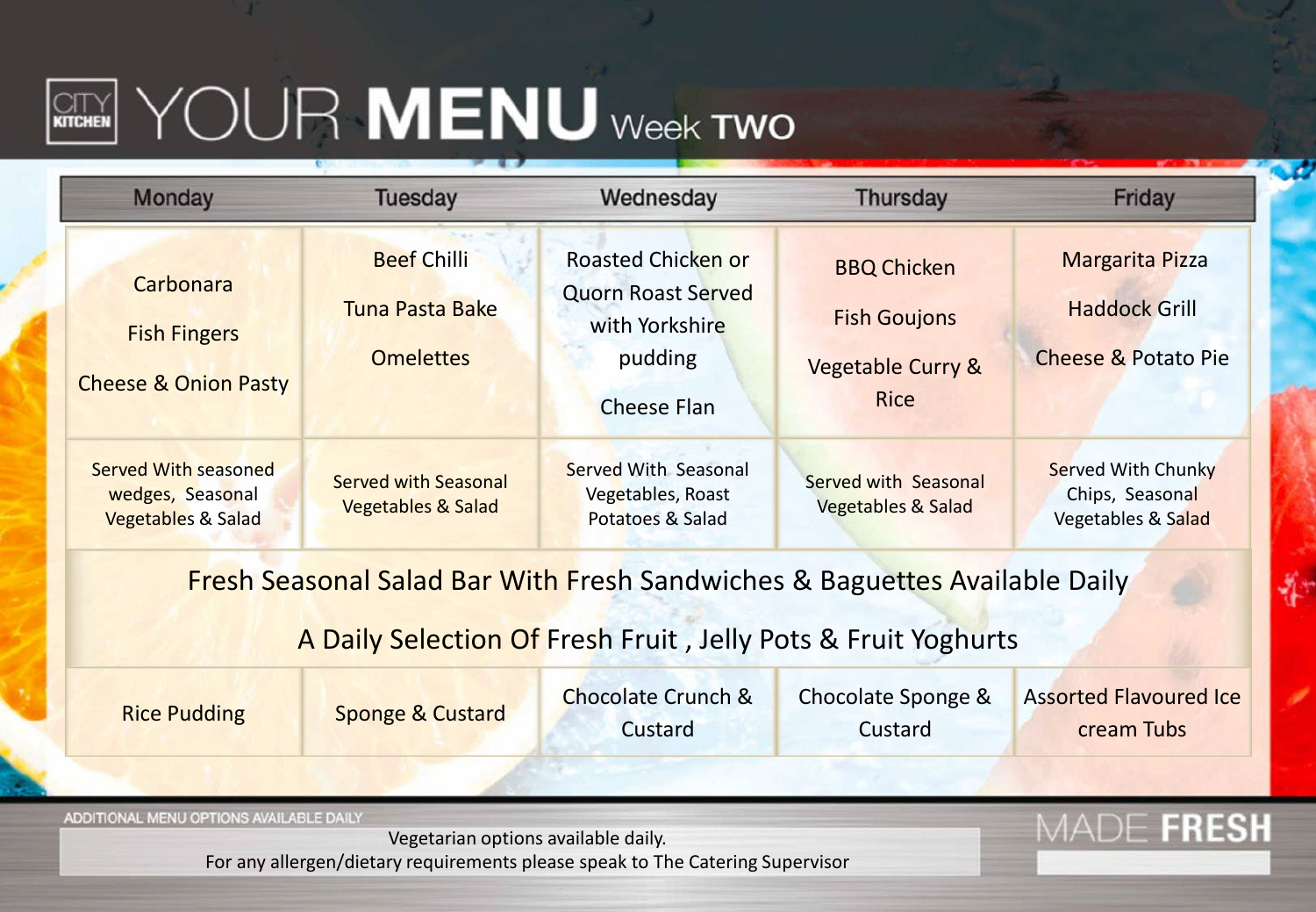# YOUR MENU Week TWO

| Monday | Tuesday | Wednesday | Thursday | Friday |
| --- | --- | --- | --- | --- |
| Carbonara<br>Fish Fingers<br>Cheese & Onion Pasty | Beef Chilli<br>Tuna Pasta Bake<br>Omelettes | Roasted Chicken or Quorn Roast Served with Yorkshire pudding<br>Cheese Flan | BBQ Chicken<br>Fish Goujons<br>Vegetable Curry & Rice | Margarita Pizza<br>Haddock Grill<br>Cheese & Potato Pie |
| Served With seasoned wedges, Seasonal Vegetables & Salad | Served with Seasonal Vegetables & Salad | Served With Seasonal Vegetables, Roast Potatoes & Salad | Served with Seasonal Vegetables & Salad | Served With Chunky Chips, Seasonal Vegetables & Salad |
| Fresh Seasonal Salad Bar With Fresh Sandwiches & Baguettes Available Daily<br>A Daily Selection Of Fresh Fruit , Jelly Pots & Fruit Yoghurts | | | | |
| Rice Pudding | Sponge & Custard | Chocolate Crunch & Custard | Chocolate Sponge & Custard | Assorted Flavoured Ice cream Tubs |

ADDITIONAL MENU OPTIONS AVAILABLE DAILY

Vegetarian options available daily.
For any allergen/dietary requirements please speak to The Catering Supervisor

MADE FRESH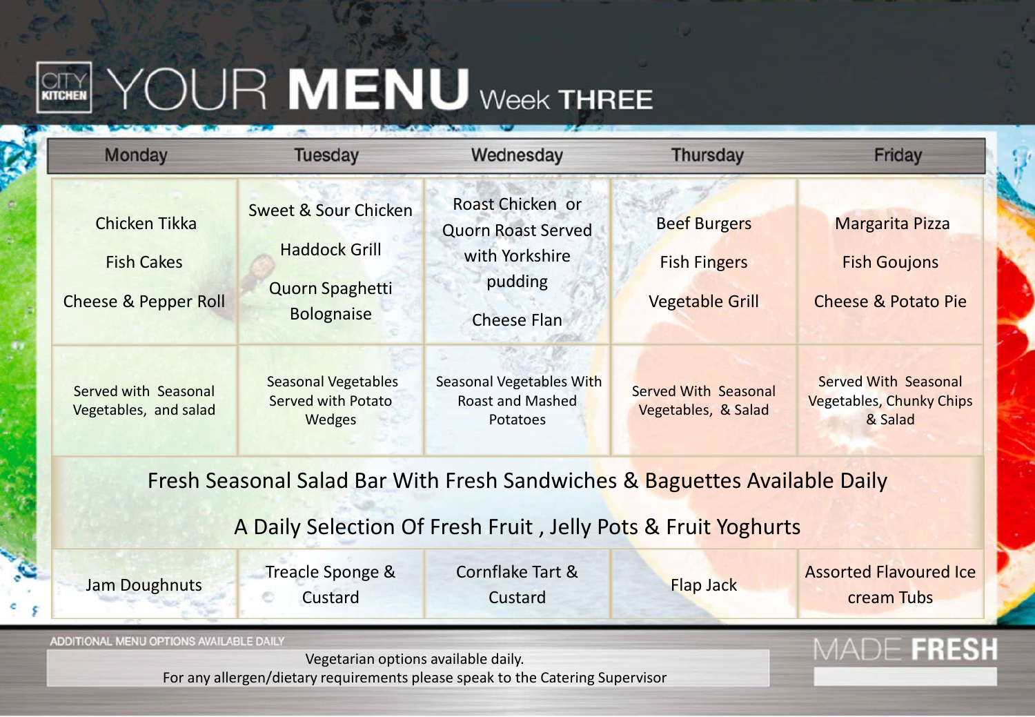# CITY KITCHEN YOUR MENU Week THREE

| Monday | Tuesday | Wednesday | Thursday | Friday |
|---|---|---|---|---|
| Chicken Tikka<br>Fish Cakes<br>Cheese & Pepper Roll | Sweet & Sour Chicken<br>Haddock Grill<br>Quorn Spaghetti Bolognaise | Roast Chicken or Quorn Roast Served with Yorkshire pudding<br>Cheese Flan | Beef Burgers<br>Fish Fingers<br>Vegetable Grill | Margarita Pizza<br>Fish Goujons<br>Cheese & Potato Pie |
| Served with Seasonal Vegetables, and salad | Seasonal Vegetables Served with Potato Wedges | Seasonal Vegetables With Roast and Mashed Potatoes | Served With Seasonal Vegetables, & Salad | Served With Seasonal Vegetables, Chunky Chips & Salad |
| Fresh Seasonal Salad Bar With Fresh Sandwiches & Baguettes Available Daily<br>A Daily Selection Of Fresh Fruit , Jelly Pots & Fruit Yoghurts | | | | |
| Jam Doughnuts | Treacle Sponge & Custard | Cornflake Tart & Custard | Flap Jack | Assorted Flavoured Ice cream Tubs |

ADDITIONAL MENU OPTIONS AVAILABLE DAILY

Vegetarian options available daily.
For any allergen/dietary requirements please speak to the Catering Supervisor

MADE FRESH